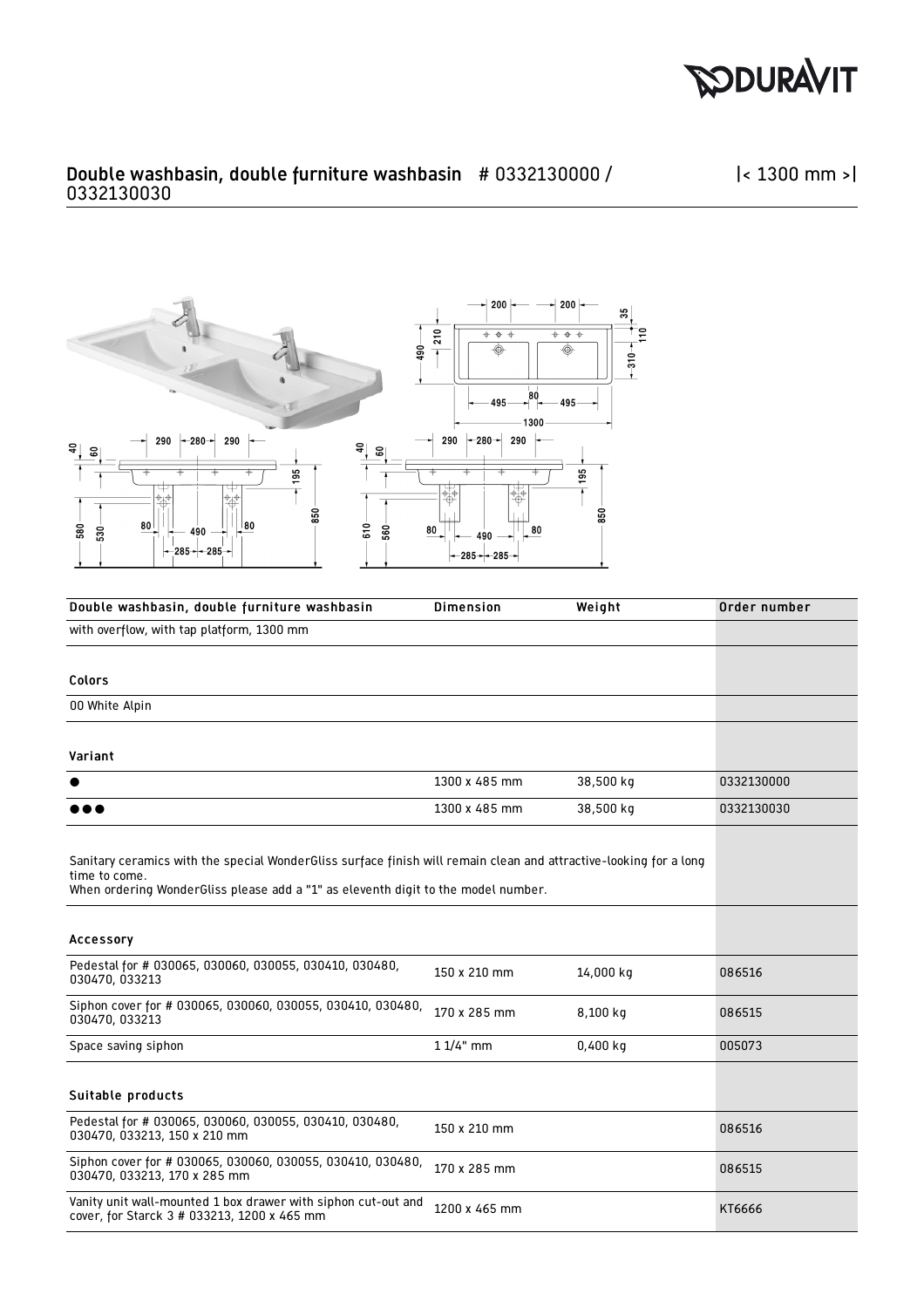DURAVIT

## Double washbasin, double furniture washbasin # 0332130000 / 0332130030

|< 1300 mm >|

| Double washbasin, double furniture washbasin | Dimension | Weight | Order number |
|---|---|---|---|
| with overflow, with tap platform, 1300 mm | | | |
| **Colors** | | | |
| 00 White Alpin | | | |
| **Variant** | | | |
| ● | 1300 x 485 mm | 38,500 kg | 0332130000 |
| ●●● | 1300 x 485 mm | 38,500 kg | 0332130030 |
| Sanitary ceramics with the special WonderGliss surface finish will remain clean and attractive-looking for a long time to come.<br>When ordering WonderGliss please add a "1" as eleventh digit to the model number. | | | |
| **Accessory** | | | |
| Pedestal for # 030065, 030060, 030055, 030410, 030480, 030470, 033213 | 150 x 210 mm | 14,000 kg | 086516 |
| Siphon cover for # 030065, 030060, 030055, 030410, 030480, 030470, 033213 | 170 x 285 mm | 8,100 kg | 086515 |
| Space saving siphon | 1 1/4" mm | 0,400 kg | 005073 |
| **Suitable products** | | | |
| Pedestal for # 030065, 030060, 030055, 030410, 030480, 030470, 033213, 150 x 210 mm | 150 x 210 mm | | 086516 |
| Siphon cover for # 030065, 030060, 030055, 030410, 030480, 030470, 033213, 170 x 285 mm | 170 x 285 mm | | 086515 |
| Vanity unit wall-mounted 1 box drawer with siphon cut-out and cover, for Starck 3 # 033213, 1200 x 465 mm | 1200 x 465 mm | | KT6666 |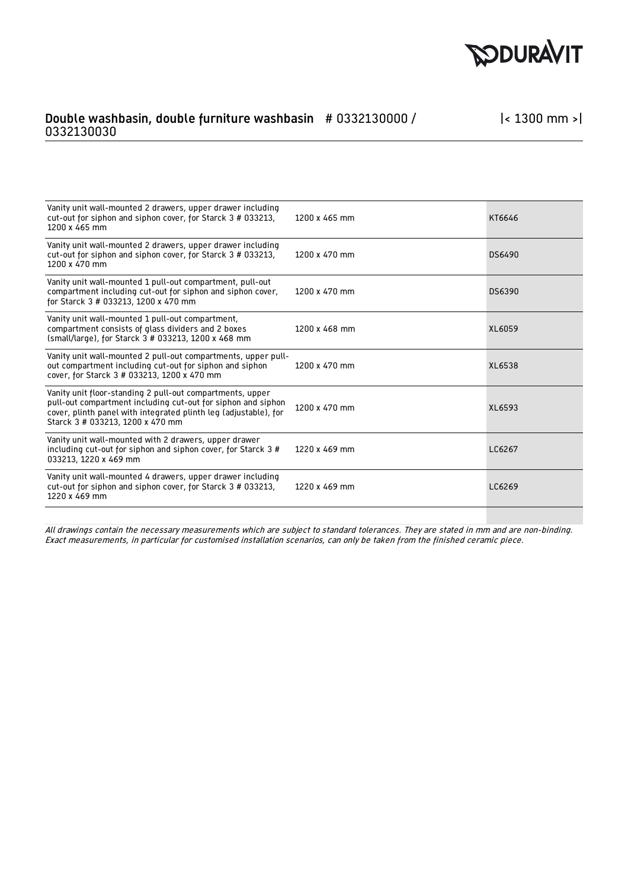## Double washbasin, double furniture washbasin # 0332130000 / 0332130030

|< 1300 mm >|

| | | |
|---|---|---|
| Vanity unit wall-mounted 2 drawers, upper drawer including cut-out for siphon and siphon cover, for Starck 3 # 033213, 1200 x 465 mm | 1200 x 465 mm | KT6646 |
| Vanity unit wall-mounted 2 drawers, upper drawer including cut-out for siphon and siphon cover, for Starck 3 # 033213, 1200 x 470 mm | 1200 x 470 mm | DS6490 |
| Vanity unit wall-mounted 1 pull-out compartment, pull-out compartment including cut-out for siphon and siphon cover, for Starck 3 # 033213, 1200 x 470 mm | 1200 x 470 mm | DS6390 |
| Vanity unit wall-mounted 1 pull-out compartment, compartment consists of glass dividers and 2 boxes (small/large), for Starck 3 # 033213, 1200 x 468 mm | 1200 x 468 mm | XL6059 |
| Vanity unit wall-mounted 2 pull-out compartments, upper pull-out compartment including cut-out for siphon and siphon cover, for Starck 3 # 033213, 1200 x 470 mm | 1200 x 470 mm | XL6538 |
| Vanity unit floor-standing 2 pull-out compartments, upper pull-out compartment including cut-out for siphon and siphon cover, plinth panel with integrated plinth leg (adjustable), for Starck 3 # 033213, 1200 x 470 mm | 1200 x 470 mm | XL6593 |
| Vanity unit wall-mounted with 2 drawers, upper drawer including cut-out for siphon and siphon cover, for Starck 3 # 033213, 1220 x 469 mm | 1220 x 469 mm | LC6267 |
| Vanity unit wall-mounted 4 drawers, upper drawer including cut-out for siphon and siphon cover, for Starck 3 # 033213, 1220 x 469 mm | 1220 x 469 mm | LC6269 |

*All drawings contain the necessary measurements which are subject to standard tolerances. They are stated in mm and are non-binding. Exact measurements, in particular for customised installation scenarios, can only be taken from the finished ceramic piece.*